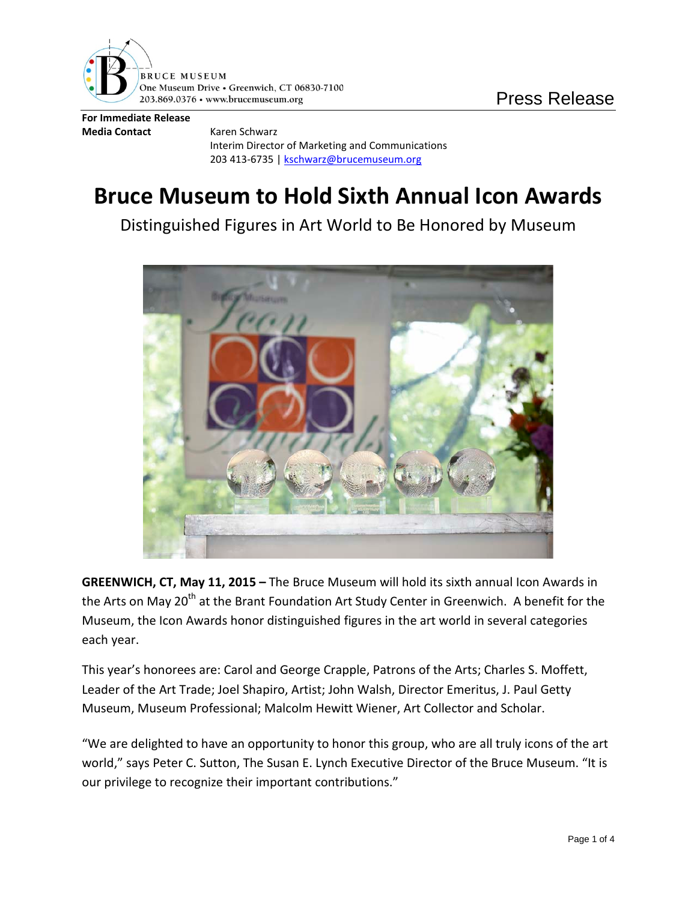BRUCE MUSEUM
One Museum Drive • Greenwich, CT 06830-7100
203.869.0376 • www.brucemuseum.org

Press Release

**For Immediate Release**

**Media Contact** Karen Schwarz
Interim Director of Marketing and Communications
203 413-6735 | kschwarz@brucemuseum.org

# Bruce Museum to Hold Sixth Annual Icon Awards

Distinguished Figures in Art World to Be Honored by Museum

**GREENWICH, CT, May 11, 2015 –** The Bruce Museum will hold its sixth annual Icon Awards in the Arts on May 20th at the Brant Foundation Art Study Center in Greenwich. A benefit for the Museum, the Icon Awards honor distinguished figures in the art world in several categories each year.

This year's honorees are: Carol and George Crapple, Patrons of the Arts; Charles S. Moffett, Leader of the Art Trade; Joel Shapiro, Artist; John Walsh, Director Emeritus, J. Paul Getty Museum, Museum Professional; Malcolm Hewitt Wiener, Art Collector and Scholar.

"We are delighted to have an opportunity to honor this group, who are all truly icons of the art world," says Peter C. Sutton, The Susan E. Lynch Executive Director of the Bruce Museum. "It is our privilege to recognize their important contributions."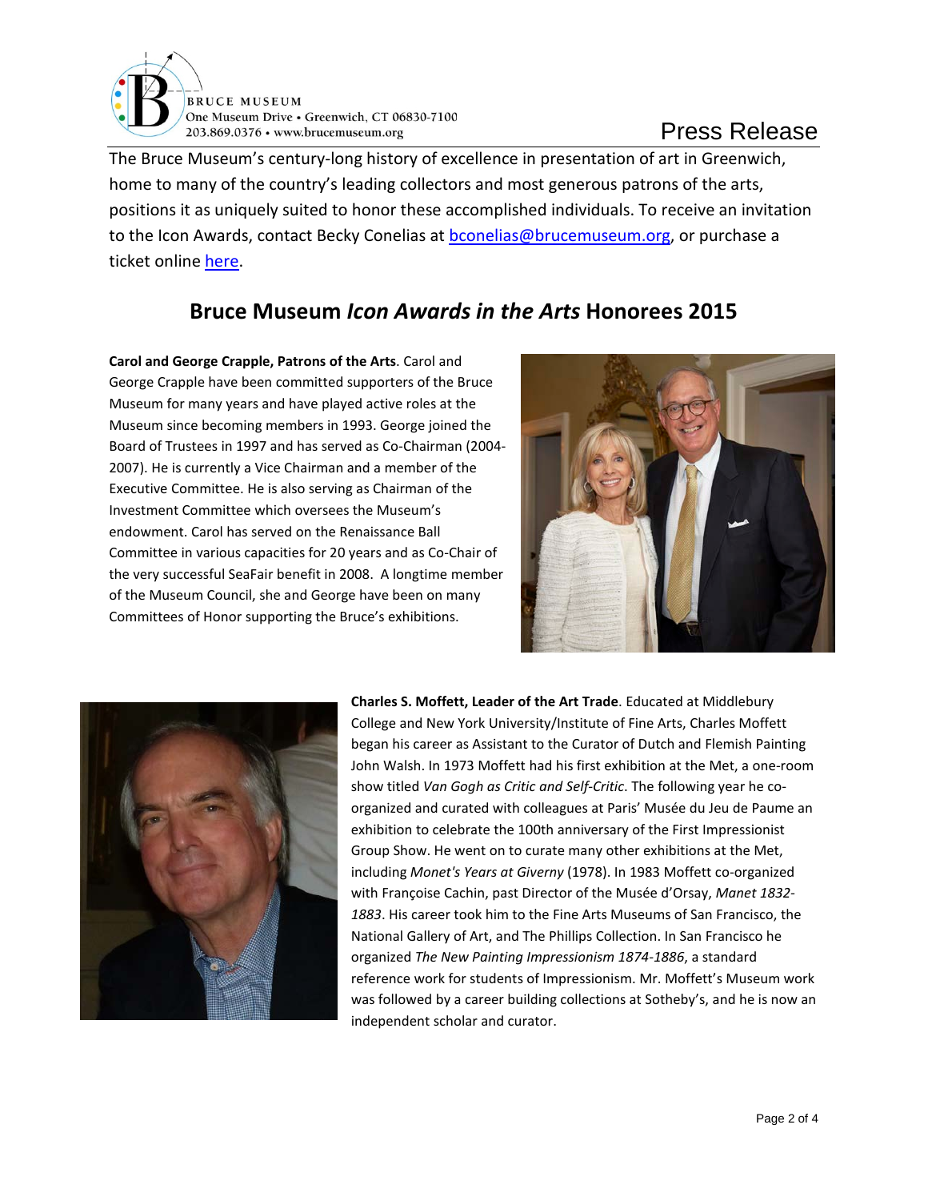The Bruce Museum's century-long history of excellence in presentation of art in Greenwich, home to many of the country's leading collectors and most generous patrons of the arts, positions it as uniquely suited to honor these accomplished individuals. To receive an invitation to the Icon Awards, contact Becky Conelias at bconelias@brucemuseum.org, or purchase a ticket online here.

## Bruce Museum *Icon Awards in the Arts* Honorees 2015

**Carol and George Crapple, Patrons of the Arts**. Carol and George Crapple have been committed supporters of the Bruce Museum for many years and have played active roles at the Museum since becoming members in 1993. George joined the Board of Trustees in 1997 and has served as Co-Chairman (2004-2007). He is currently a Vice Chairman and a member of the Executive Committee. He is also serving as Chairman of the Investment Committee which oversees the Museum's endowment. Carol has served on the Renaissance Ball Committee in various capacities for 20 years and as Co-Chair of the very successful SeaFair benefit in 2008. A longtime member of the Museum Council, she and George have been on many Committees of Honor supporting the Bruce's exhibitions.

**Charles S. Moffett, Leader of the Art Trade**. Educated at Middlebury College and New York University/Institute of Fine Arts, Charles Moffett began his career as Assistant to the Curator of Dutch and Flemish Painting John Walsh. In 1973 Moffett had his first exhibition at the Met, a one-room show titled *Van Gogh as Critic and Self-Critic*. The following year he co-organized and curated with colleagues at Paris' Musée du Jeu de Paume an exhibition to celebrate the 100th anniversary of the First Impressionist Group Show. He went on to curate many other exhibitions at the Met, including *Monet's Years at Giverny* (1978). In 1983 Moffett co-organized with Françoise Cachin, past Director of the Musée d'Orsay, *Manet 1832-1883*. His career took him to the Fine Arts Museums of San Francisco, the National Gallery of Art, and The Phillips Collection. In San Francisco he organized *The New Painting Impressionism 1874-1886*, a standard reference work for students of Impressionism. Mr. Moffett's Museum work was followed by a career building collections at Sotheby's, and he is now an independent scholar and curator.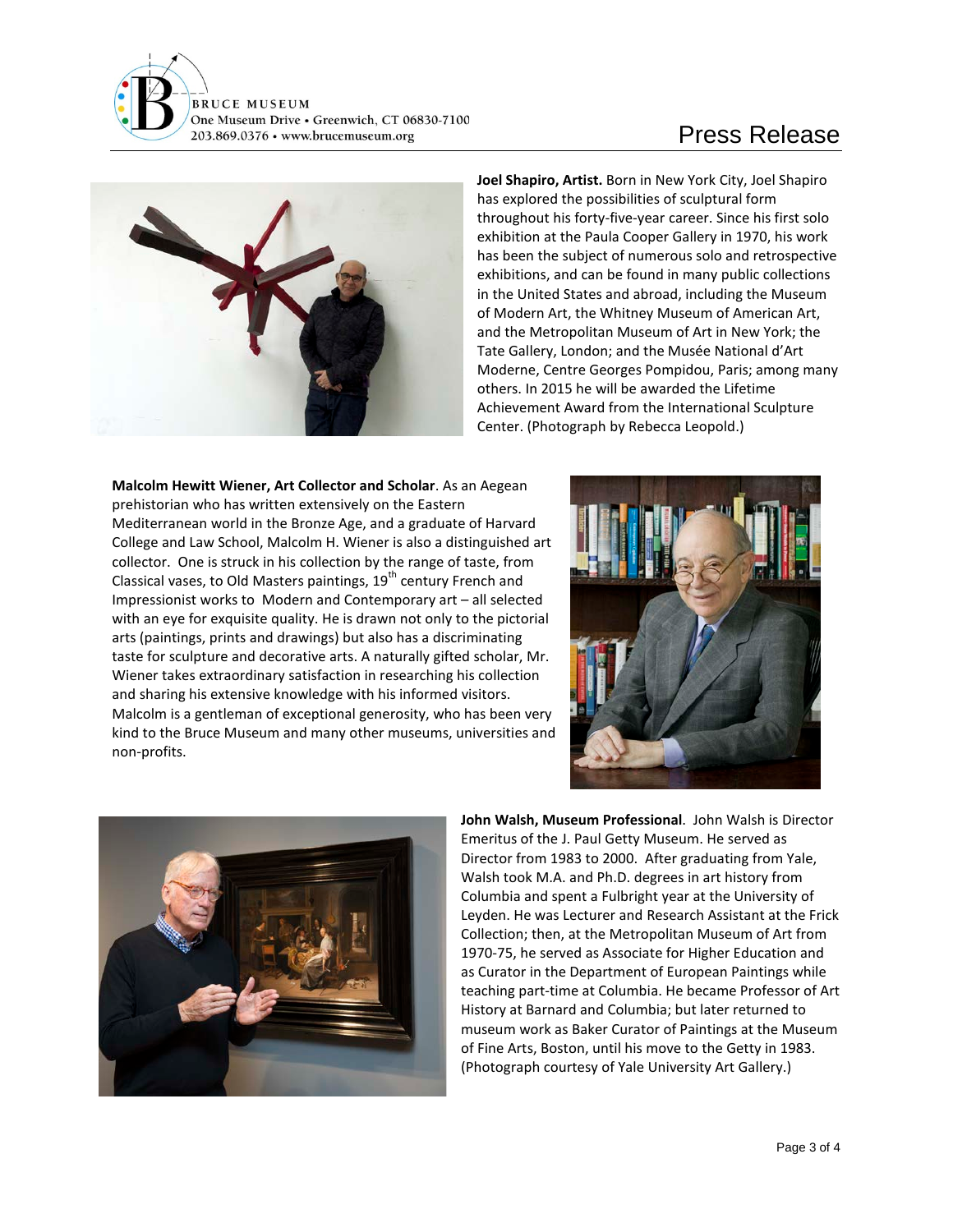**BRUCE MUSEUM**
One Museum Drive • Greenwich, CT 06830-7100
203.869.0376 • www.brucemuseum.org

# Press Release

**Joel Shapiro, Artist.** Born in New York City, Joel Shapiro has explored the possibilities of sculptural form throughout his forty-five-year career. Since his first solo exhibition at the Paula Cooper Gallery in 1970, his work has been the subject of numerous solo and retrospective exhibitions, and can be found in many public collections in the United States and abroad, including the Museum of Modern Art, the Whitney Museum of American Art, and the Metropolitan Museum of Art in New York; the Tate Gallery, London; and the Musée National d'Art Moderne, Centre Georges Pompidou, Paris; among many others. In 2015 he will be awarded the Lifetime Achievement Award from the International Sculpture Center. (Photograph by Rebecca Leopold.)

**Malcolm Hewitt Wiener, Art Collector and Scholar**. As an Aegean prehistorian who has written extensively on the Eastern Mediterranean world in the Bronze Age, and a graduate of Harvard College and Law School, Malcolm H. Wiener is also a distinguished art collector. One is struck in his collection by the range of taste, from Classical vases, to Old Masters paintings, 19th century French and Impressionist works to Modern and Contemporary art – all selected with an eye for exquisite quality. He is drawn not only to the pictorial arts (paintings, prints and drawings) but also has a discriminating taste for sculpture and decorative arts. A naturally gifted scholar, Mr. Wiener takes extraordinary satisfaction in researching his collection and sharing his extensive knowledge with his informed visitors. Malcolm is a gentleman of exceptional generosity, who has been very kind to the Bruce Museum and many other museums, universities and non-profits.

**John Walsh, Museum Professional**. John Walsh is Director Emeritus of the J. Paul Getty Museum. He served as Director from 1983 to 2000. After graduating from Yale, Walsh took M.A. and Ph.D. degrees in art history from Columbia and spent a Fulbright year at the University of Leyden. He was Lecturer and Research Assistant at the Frick Collection; then, at the Metropolitan Museum of Art from 1970-75, he served as Associate for Higher Education and as Curator in the Department of European Paintings while teaching part-time at Columbia. He became Professor of Art History at Barnard and Columbia; but later returned to museum work as Baker Curator of Paintings at the Museum of Fine Arts, Boston, until his move to the Getty in 1983. (Photograph courtesy of Yale University Art Gallery.)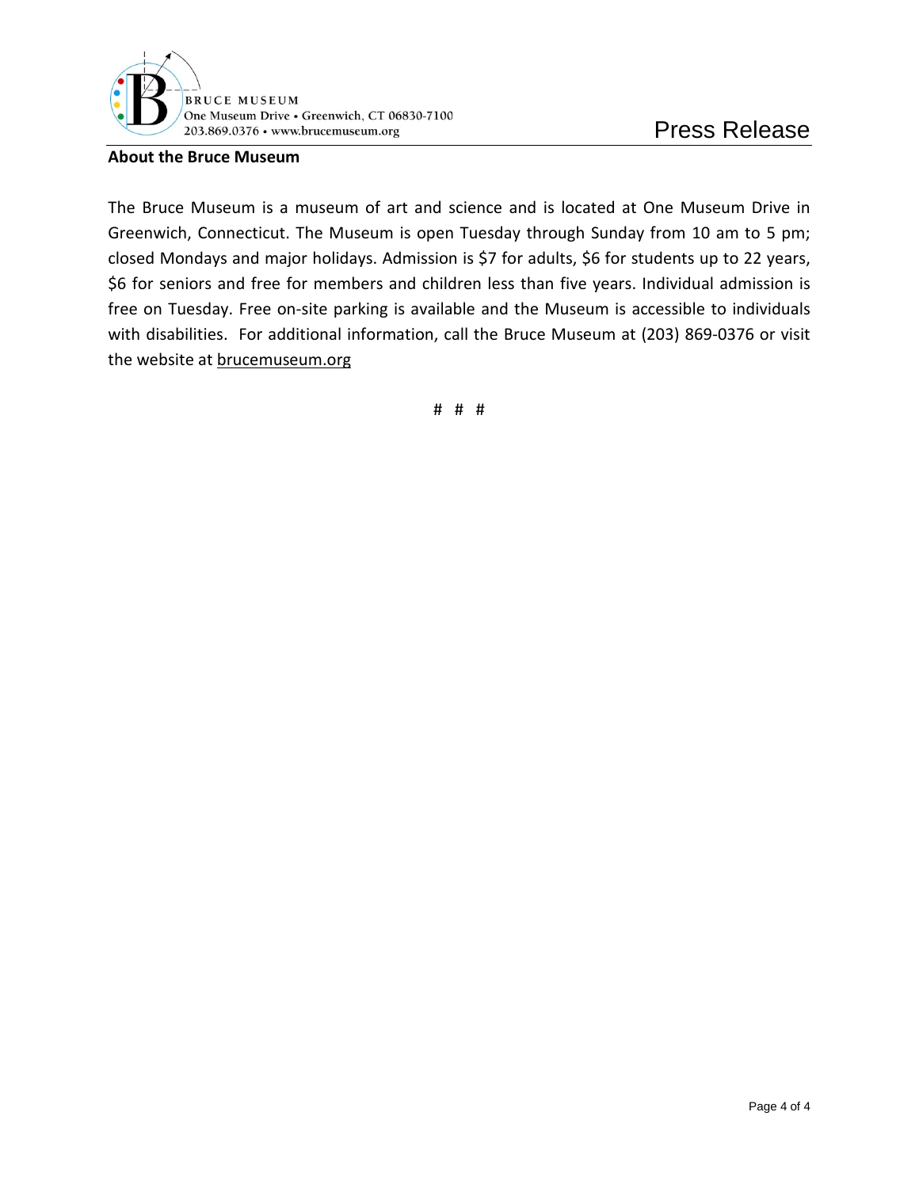**About the Bruce Museum**

The Bruce Museum is a museum of art and science and is located at One Museum Drive in Greenwich, Connecticut. The Museum is open Tuesday through Sunday from 10 am to 5 pm; closed Mondays and major holidays. Admission is $7 for adults, $6 for students up to 22 years, $6 for seniors and free for members and children less than five years. Individual admission is free on Tuesday. Free on-site parking is available and the Museum is accessible to individuals with disabilities. For additional information, call the Bruce Museum at (203) 869-0376 or visit the website at brucemuseum.org

# # #